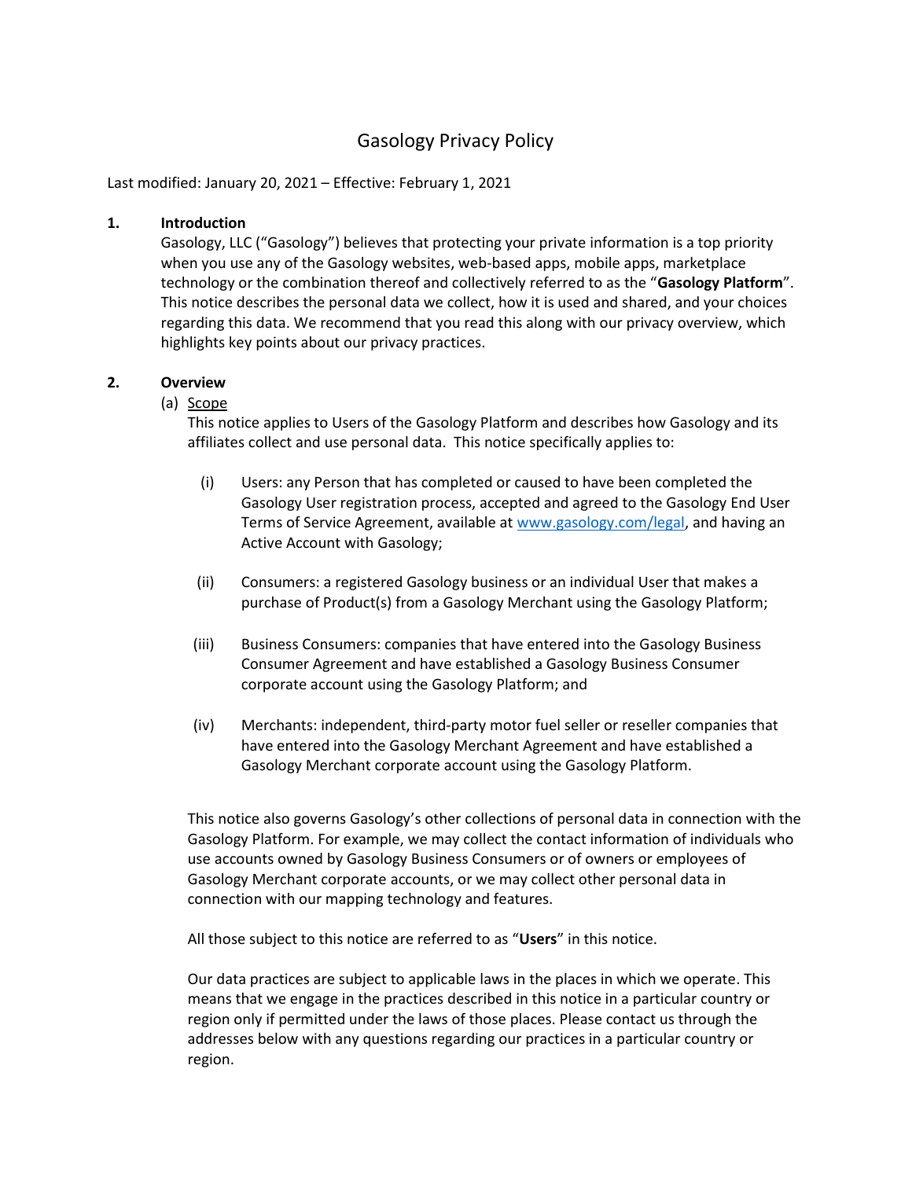# Gasology Privacy Policy

Last modified: January 20, 2021 – Effective: February 1, 2021

## 1. Introduction

Gasology, LLC ("Gasology") believes that protecting your private information is a top priority when you use any of the Gasology websites, web-based apps, mobile apps, marketplace technology or the combination thereof and collectively referred to as the "**Gasology Platform**". This notice describes the personal data we collect, how it is used and shared, and your choices regarding this data. We recommend that you read this along with our privacy overview, which highlights key points about our privacy practices.

## 2. Overview

(a) Scope

This notice applies to Users of the Gasology Platform and describes how Gasology and its affiliates collect and use personal data. This notice specifically applies to:

(i) Users: any Person that has completed or caused to have been completed the Gasology User registration process, accepted and agreed to the Gasology End User Terms of Service Agreement, available at www.gasology.com/legal, and having an Active Account with Gasology;

(ii) Consumers: a registered Gasology business or an individual User that makes a purchase of Product(s) from a Gasology Merchant using the Gasology Platform;

(iii) Business Consumers: companies that have entered into the Gasology Business Consumer Agreement and have established a Gasology Business Consumer corporate account using the Gasology Platform; and

(iv) Merchants: independent, third-party motor fuel seller or reseller companies that have entered into the Gasology Merchant Agreement and have established a Gasology Merchant corporate account using the Gasology Platform.

This notice also governs Gasology's other collections of personal data in connection with the Gasology Platform. For example, we may collect the contact information of individuals who use accounts owned by Gasology Business Consumers or of owners or employees of Gasology Merchant corporate accounts, or we may collect other personal data in connection with our mapping technology and features.

All those subject to this notice are referred to as "**Users**" in this notice.

Our data practices are subject to applicable laws in the places in which we operate. This means that we engage in the practices described in this notice in a particular country or region only if permitted under the laws of those places. Please contact us through the addresses below with any questions regarding our practices in a particular country or region.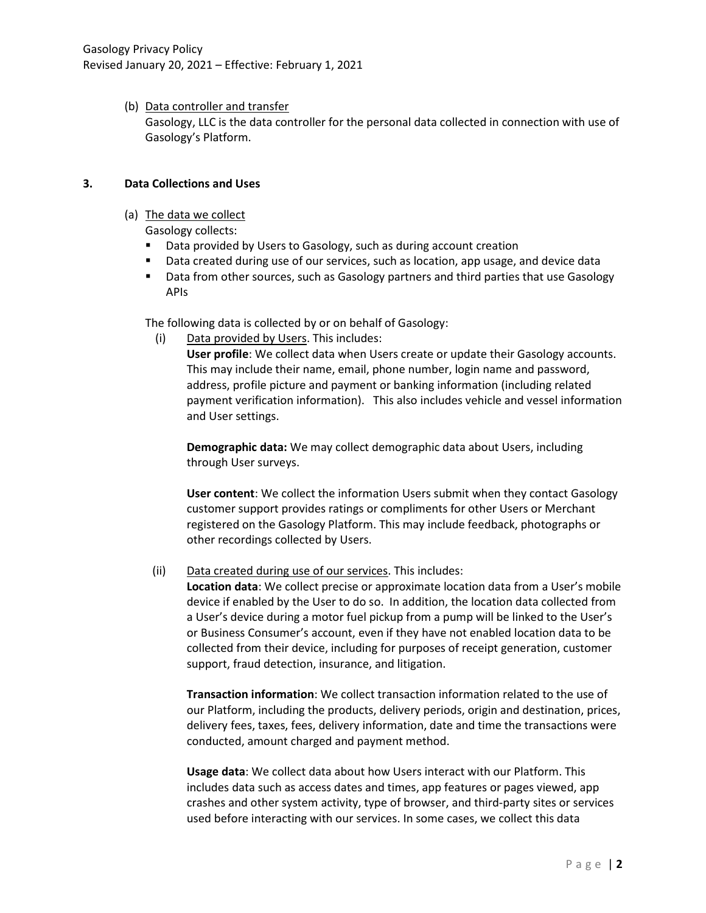(b) <u>Data controller and transfer</u>

Gasology, LLC is the data controller for the personal data collected in connection with use of Gasology's Platform.

## 3. Data Collections and Uses

(a) <u>The data we collect</u>

Gasology collects:

- Data provided by Users to Gasology, such as during account creation
- Data created during use of our services, such as location, app usage, and device data
- Data from other sources, such as Gasology partners and third parties that use Gasology APIs

The following data is collected by or on behalf of Gasology:

(i) <u>Data provided by Users</u>. This includes:

**User profile**: We collect data when Users create or update their Gasology accounts. This may include their name, email, phone number, login name and password, address, profile picture and payment or banking information (including related payment verification information). This also includes vehicle and vessel information and User settings.

**Demographic data:** We may collect demographic data about Users, including through User surveys.

**User content**: We collect the information Users submit when they contact Gasology customer support provides ratings or compliments for other Users or Merchant registered on the Gasology Platform. This may include feedback, photographs or other recordings collected by Users.

(ii) <u>Data created during use of our services</u>. This includes:

**Location data**: We collect precise or approximate location data from a User's mobile device if enabled by the User to do so. In addition, the location data collected from a User's device during a motor fuel pickup from a pump will be linked to the User's or Business Consumer's account, even if they have not enabled location data to be collected from their device, including for purposes of receipt generation, customer support, fraud detection, insurance, and litigation.

**Transaction information**: We collect transaction information related to the use of our Platform, including the products, delivery periods, origin and destination, prices, delivery fees, taxes, fees, delivery information, date and time the transactions were conducted, amount charged and payment method.

**Usage data**: We collect data about how Users interact with our Platform. This includes data such as access dates and times, app features or pages viewed, app crashes and other system activity, type of browser, and third-party sites or services used before interacting with our services. In some cases, we collect this data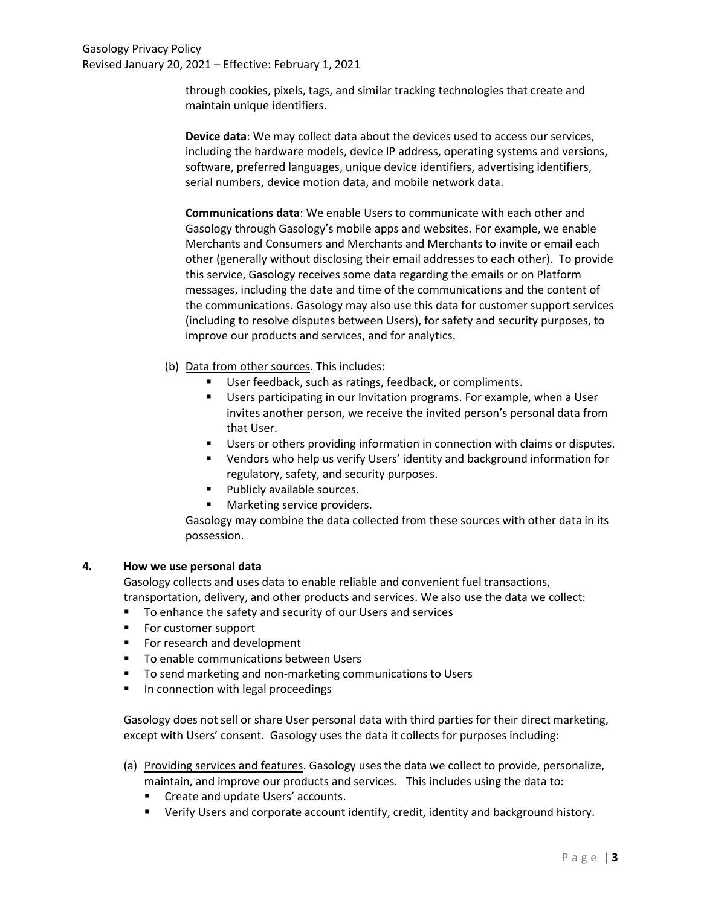through cookies, pixels, tags, and similar tracking technologies that create and maintain unique identifiers.

**Device data**: We may collect data about the devices used to access our services, including the hardware models, device IP address, operating systems and versions, software, preferred languages, unique device identifiers, advertising identifiers, serial numbers, device motion data, and mobile network data.

**Communications data**: We enable Users to communicate with each other and Gasology through Gasology's mobile apps and websites. For example, we enable Merchants and Consumers and Merchants and Merchants to invite or email each other (generally without disclosing their email addresses to each other). To provide this service, Gasology receives some data regarding the emails or on Platform messages, including the date and time of the communications and the content of the communications. Gasology may also use this data for customer support services (including to resolve disputes between Users), for safety and security purposes, to improve our products and services, and for analytics.

(b) <u>Data from other sources</u>. This includes:

- User feedback, such as ratings, feedback, or compliments.
- Users participating in our Invitation programs. For example, when a User invites another person, we receive the invited person's personal data from that User.
- Users or others providing information in connection with claims or disputes.
- Vendors who help us verify Users' identity and background information for regulatory, safety, and security purposes.
- Publicly available sources.
- Marketing service providers.

Gasology may combine the data collected from these sources with other data in its possession.

## 4. How we use personal data

Gasology collects and uses data to enable reliable and convenient fuel transactions, transportation, delivery, and other products and services. We also use the data we collect:

- To enhance the safety and security of our Users and services
- For customer support
- For research and development
- To enable communications between Users
- To send marketing and non-marketing communications to Users
- In connection with legal proceedings

Gasology does not sell or share User personal data with third parties for their direct marketing, except with Users' consent. Gasology uses the data it collects for purposes including:

(a) <u>Providing services and features</u>. Gasology uses the data we collect to provide, personalize, maintain, and improve our products and services. This includes using the data to:

- Create and update Users' accounts.
- Verify Users and corporate account identify, credit, identity and background history.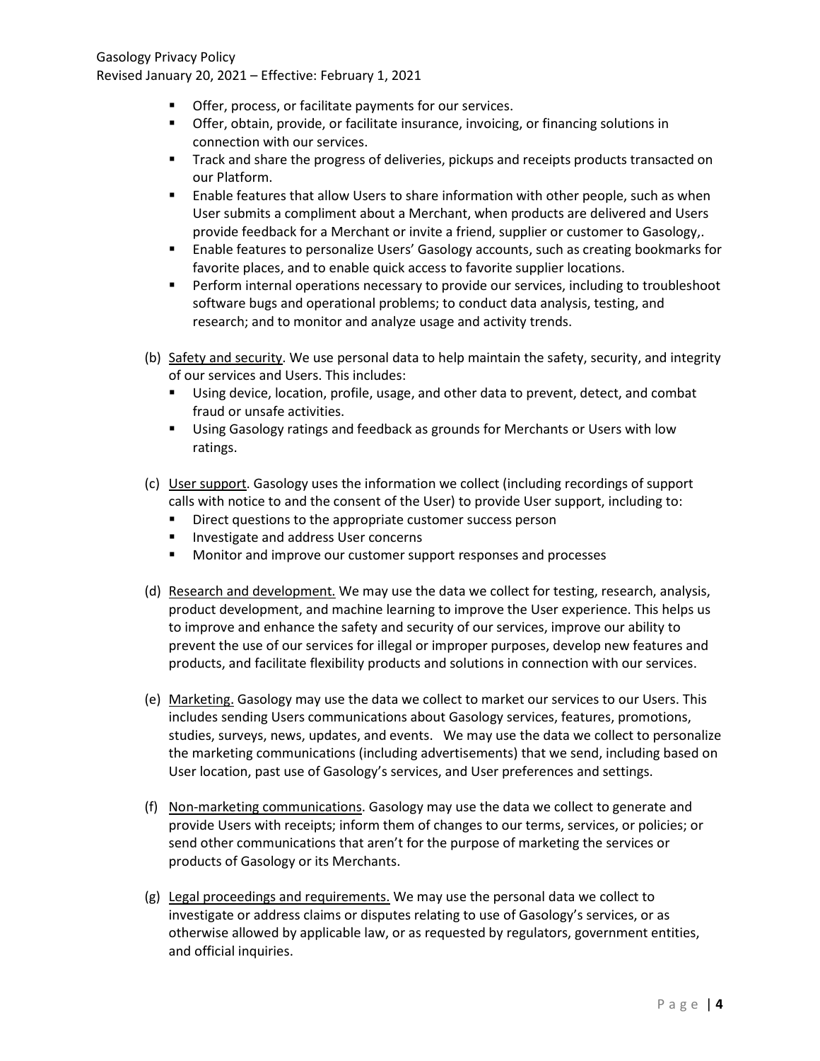- Offer, process, or facilitate payments for our services.
- Offer, obtain, provide, or facilitate insurance, invoicing, or financing solutions in connection with our services.
- Track and share the progress of deliveries, pickups and receipts products transacted on our Platform.
- Enable features that allow Users to share information with other people, such as when User submits a compliment about a Merchant, when products are delivered and Users provide feedback for a Merchant or invite a friend, supplier or customer to Gasology,.
- Enable features to personalize Users' Gasology accounts, such as creating bookmarks for favorite places, and to enable quick access to favorite supplier locations.
- Perform internal operations necessary to provide our services, including to troubleshoot software bugs and operational problems; to conduct data analysis, testing, and research; and to monitor and analyze usage and activity trends.

(b) <u>Safety and security</u>. We use personal data to help maintain the safety, security, and integrity of our services and Users. This includes:

- Using device, location, profile, usage, and other data to prevent, detect, and combat fraud or unsafe activities.
- Using Gasology ratings and feedback as grounds for Merchants or Users with low ratings.

(c) <u>User support</u>. Gasology uses the information we collect (including recordings of support calls with notice to and the consent of the User) to provide User support, including to:

- Direct questions to the appropriate customer success person
- Investigate and address User concerns
- Monitor and improve our customer support responses and processes

(d) <u>Research and development.</u> We may use the data we collect for testing, research, analysis, product development, and machine learning to improve the User experience. This helps us to improve and enhance the safety and security of our services, improve our ability to prevent the use of our services for illegal or improper purposes, develop new features and products, and facilitate flexibility products and solutions in connection with our services.

(e) <u>Marketing.</u> Gasology may use the data we collect to market our services to our Users. This includes sending Users communications about Gasology services, features, promotions, studies, surveys, news, updates, and events. We may use the data we collect to personalize the marketing communications (including advertisements) that we send, including based on User location, past use of Gasology's services, and User preferences and settings.

(f) <u>Non-marketing communications</u>. Gasology may use the data we collect to generate and provide Users with receipts; inform them of changes to our terms, services, or policies; or send other communications that aren't for the purpose of marketing the services or products of Gasology or its Merchants.

(g) <u>Legal proceedings and requirements.</u> We may use the personal data we collect to investigate or address claims or disputes relating to use of Gasology's services, or as otherwise allowed by applicable law, or as requested by regulators, government entities, and official inquiries.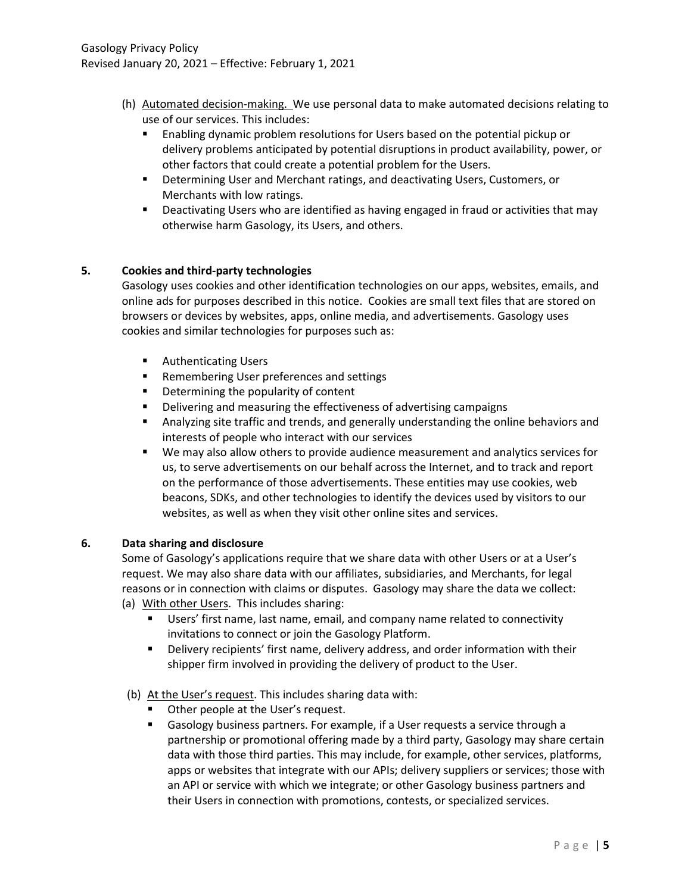(h) Automated decision-making. We use personal data to make automated decisions relating to use of our services. This includes:

- Enabling dynamic problem resolutions for Users based on the potential pickup or delivery problems anticipated by potential disruptions in product availability, power, or other factors that could create a potential problem for the Users.
- Determining User and Merchant ratings, and deactivating Users, Customers, or Merchants with low ratings.
- Deactivating Users who are identified as having engaged in fraud or activities that may otherwise harm Gasology, its Users, and others.

## 5. Cookies and third-party technologies

Gasology uses cookies and other identification technologies on our apps, websites, emails, and online ads for purposes described in this notice. Cookies are small text files that are stored on browsers or devices by websites, apps, online media, and advertisements. Gasology uses cookies and similar technologies for purposes such as:

- Authenticating Users
- Remembering User preferences and settings
- Determining the popularity of content
- Delivering and measuring the effectiveness of advertising campaigns
- Analyzing site traffic and trends, and generally understanding the online behaviors and interests of people who interact with our services
- We may also allow others to provide audience measurement and analytics services for us, to serve advertisements on our behalf across the Internet, and to track and report on the performance of those advertisements. These entities may use cookies, web beacons, SDKs, and other technologies to identify the devices used by visitors to our websites, as well as when they visit other online sites and services.

## 6. Data sharing and disclosure

Some of Gasology's applications require that we share data with other Users or at a User's request. We may also share data with our affiliates, subsidiaries, and Merchants, for legal reasons or in connection with claims or disputes. Gasology may share the data we collect:

(a) With other Users. This includes sharing:

- Users' first name, last name, email, and company name related to connectivity invitations to connect or join the Gasology Platform.
- Delivery recipients' first name, delivery address, and order information with their shipper firm involved in providing the delivery of product to the User.

(b) At the User's request. This includes sharing data with:

- Other people at the User's request.
- Gasology business partners. For example, if a User requests a service through a partnership or promotional offering made by a third party, Gasology may share certain data with those third parties. This may include, for example, other services, platforms, apps or websites that integrate with our APIs; delivery suppliers or services; those with an API or service with which we integrate; or other Gasology business partners and their Users in connection with promotions, contests, or specialized services.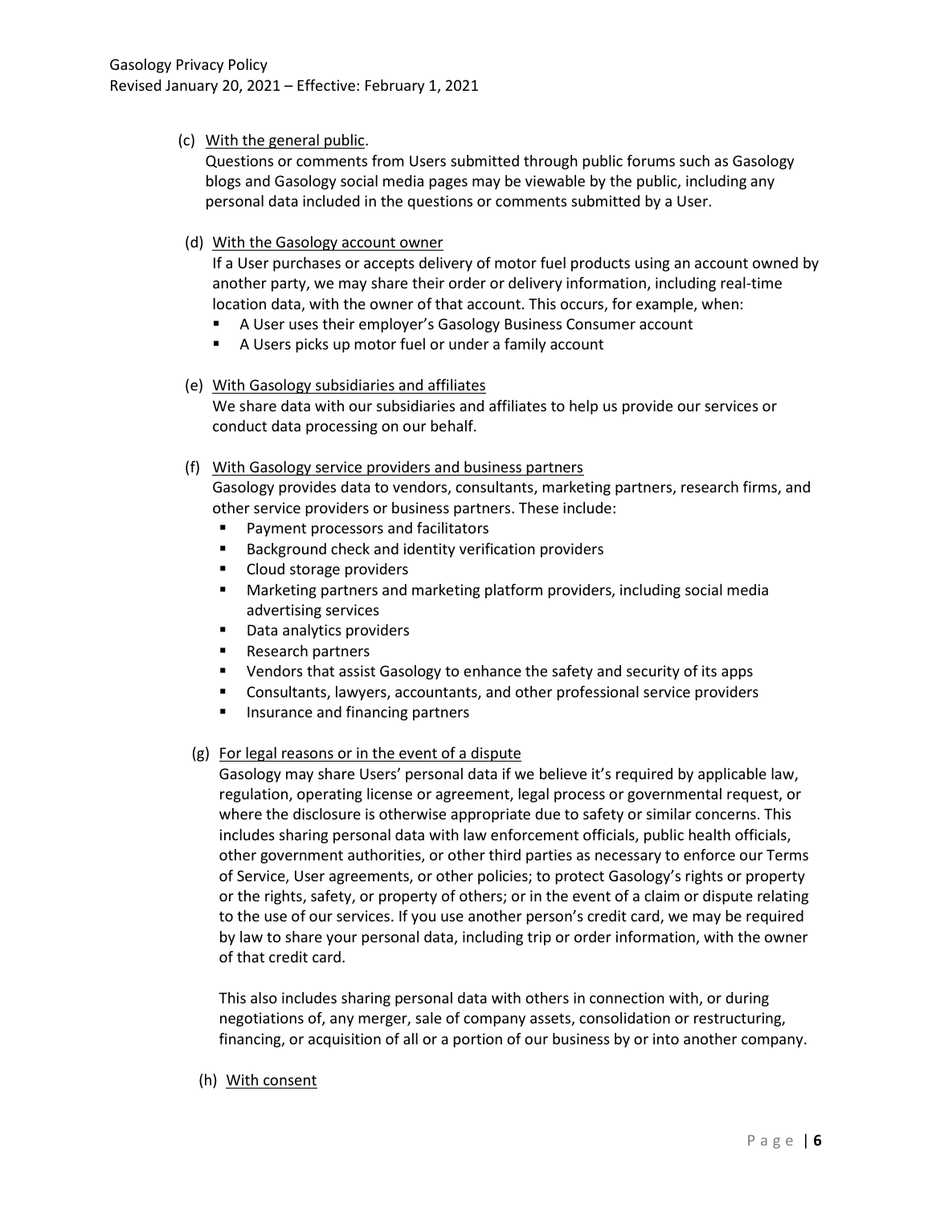(c) <u>With the general public</u>.

Questions or comments from Users submitted through public forums such as Gasology blogs and Gasology social media pages may be viewable by the public, including any personal data included in the questions or comments submitted by a User.

(d) <u>With the Gasology account owner</u>

If a User purchases or accepts delivery of motor fuel products using an account owned by another party, we may share their order or delivery information, including real-time location data, with the owner of that account. This occurs, for example, when:

- A User uses their employer's Gasology Business Consumer account
- A Users picks up motor fuel or under a family account

(e) <u>With Gasology subsidiaries and affiliates</u>

We share data with our subsidiaries and affiliates to help us provide our services or conduct data processing on our behalf.

(f) <u>With Gasology service providers and business partners</u>

Gasology provides data to vendors, consultants, marketing partners, research firms, and other service providers or business partners. These include:

- Payment processors and facilitators
- Background check and identity verification providers
- Cloud storage providers
- Marketing partners and marketing platform providers, including social media advertising services
- Data analytics providers
- Research partners
- Vendors that assist Gasology to enhance the safety and security of its apps
- Consultants, lawyers, accountants, and other professional service providers
- Insurance and financing partners

(g) <u>For legal reasons or in the event of a dispute</u>

Gasology may share Users' personal data if we believe it's required by applicable law, regulation, operating license or agreement, legal process or governmental request, or where the disclosure is otherwise appropriate due to safety or similar concerns. This includes sharing personal data with law enforcement officials, public health officials, other government authorities, or other third parties as necessary to enforce our Terms of Service, User agreements, or other policies; to protect Gasology's rights or property or the rights, safety, or property of others; or in the event of a claim or dispute relating to the use of our services. If you use another person's credit card, we may be required by law to share your personal data, including trip or order information, with the owner of that credit card.

This also includes sharing personal data with others in connection with, or during negotiations of, any merger, sale of company assets, consolidation or restructuring, financing, or acquisition of all or a portion of our business by or into another company.

(h) <u>With consent</u>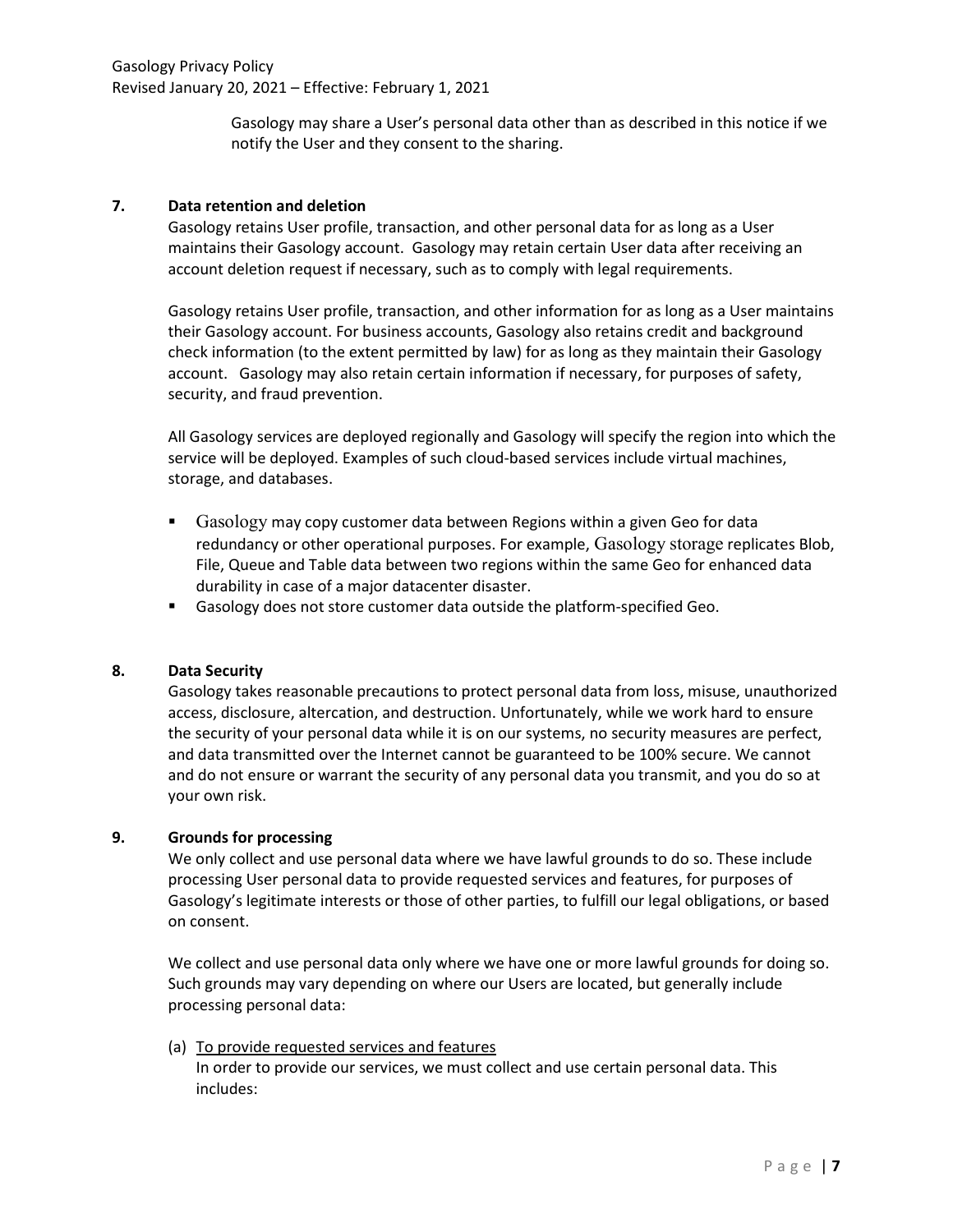Gasology may share a User's personal data other than as described in this notice if we notify the User and they consent to the sharing.

## 7. Data retention and deletion

Gasology retains User profile, transaction, and other personal data for as long as a User maintains their Gasology account. Gasology may retain certain User data after receiving an account deletion request if necessary, such as to comply with legal requirements.

Gasology retains User profile, transaction, and other information for as long as a User maintains their Gasology account. For business accounts, Gasology also retains credit and background check information (to the extent permitted by law) for as long as they maintain their Gasology account. Gasology may also retain certain information if necessary, for purposes of safety, security, and fraud prevention.

All Gasology services are deployed regionally and Gasology will specify the region into which the service will be deployed. Examples of such cloud-based services include virtual machines, storage, and databases.

- Gasology may copy customer data between Regions within a given Geo for data redundancy or other operational purposes. For example, Gasology storage replicates Blob, File, Queue and Table data between two regions within the same Geo for enhanced data durability in case of a major datacenter disaster.
- Gasology does not store customer data outside the platform-specified Geo.

## 8. Data Security

Gasology takes reasonable precautions to protect personal data from loss, misuse, unauthorized access, disclosure, altercation, and destruction. Unfortunately, while we work hard to ensure the security of your personal data while it is on our systems, no security measures are perfect, and data transmitted over the Internet cannot be guaranteed to be 100% secure. We cannot and do not ensure or warrant the security of any personal data you transmit, and you do so at your own risk.

## 9. Grounds for processing

We only collect and use personal data where we have lawful grounds to do so. These include processing User personal data to provide requested services and features, for purposes of Gasology's legitimate interests or those of other parties, to fulfill our legal obligations, or based on consent.

We collect and use personal data only where we have one or more lawful grounds for doing so. Such grounds may vary depending on where our Users are located, but generally include processing personal data:

(a) <u>To provide requested services and features</u>
In order to provide our services, we must collect and use certain personal data. This includes: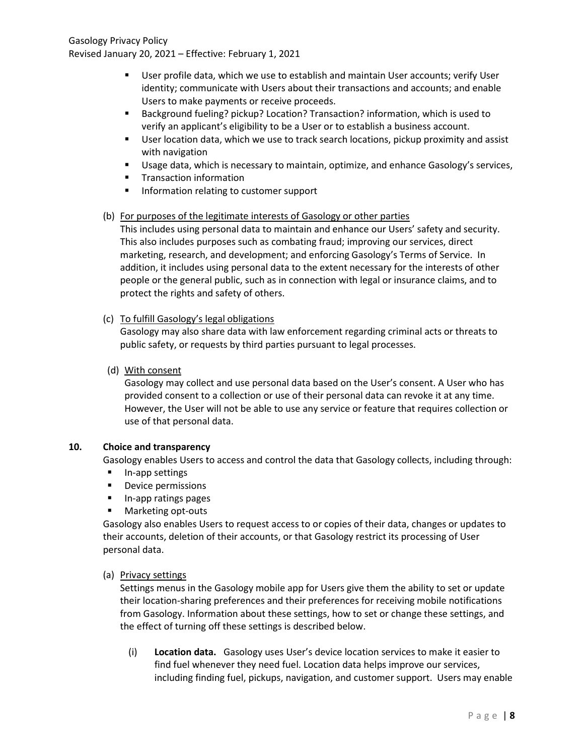- User profile data, which we use to establish and maintain User accounts; verify User identity; communicate with Users about their transactions and accounts; and enable Users to make payments or receive proceeds.
- Background fueling? pickup? Location? Transaction? information, which is used to verify an applicant's eligibility to be a User or to establish a business account.
- User location data, which we use to track search locations, pickup proximity and assist with navigation
- Usage data, which is necessary to maintain, optimize, and enhance Gasology's services,
- Transaction information
- Information relating to customer support

(b) <u>For purposes of the legitimate interests of Gasology or other parties</u>

This includes using personal data to maintain and enhance our Users' safety and security. This also includes purposes such as combating fraud; improving our services, direct marketing, research, and development; and enforcing Gasology's Terms of Service. In addition, it includes using personal data to the extent necessary for the interests of other people or the general public, such as in connection with legal or insurance claims, and to protect the rights and safety of others.

(c) <u>To fulfill Gasology's legal obligations</u>

Gasology may also share data with law enforcement regarding criminal acts or threats to public safety, or requests by third parties pursuant to legal processes.

(d) <u>With consent</u>

Gasology may collect and use personal data based on the User's consent. A User who has provided consent to a collection or use of their personal data can revoke it at any time. However, the User will not be able to use any service or feature that requires collection or use of that personal data.

## 10. Choice and transparency

Gasology enables Users to access and control the data that Gasology collects, including through:

- In-app settings
- Device permissions
- In-app ratings pages
- Marketing opt-outs

Gasology also enables Users to request access to or copies of their data, changes or updates to their accounts, deletion of their accounts, or that Gasology restrict its processing of User personal data.

(a) <u>Privacy settings</u>

Settings menus in the Gasology mobile app for Users give them the ability to set or update their location-sharing preferences and their preferences for receiving mobile notifications from Gasology. Information about these settings, how to set or change these settings, and the effect of turning off these settings is described below.

(i) **Location data.** Gasology uses User's device location services to make it easier to find fuel whenever they need fuel. Location data helps improve our services, including finding fuel, pickups, navigation, and customer support. Users may enable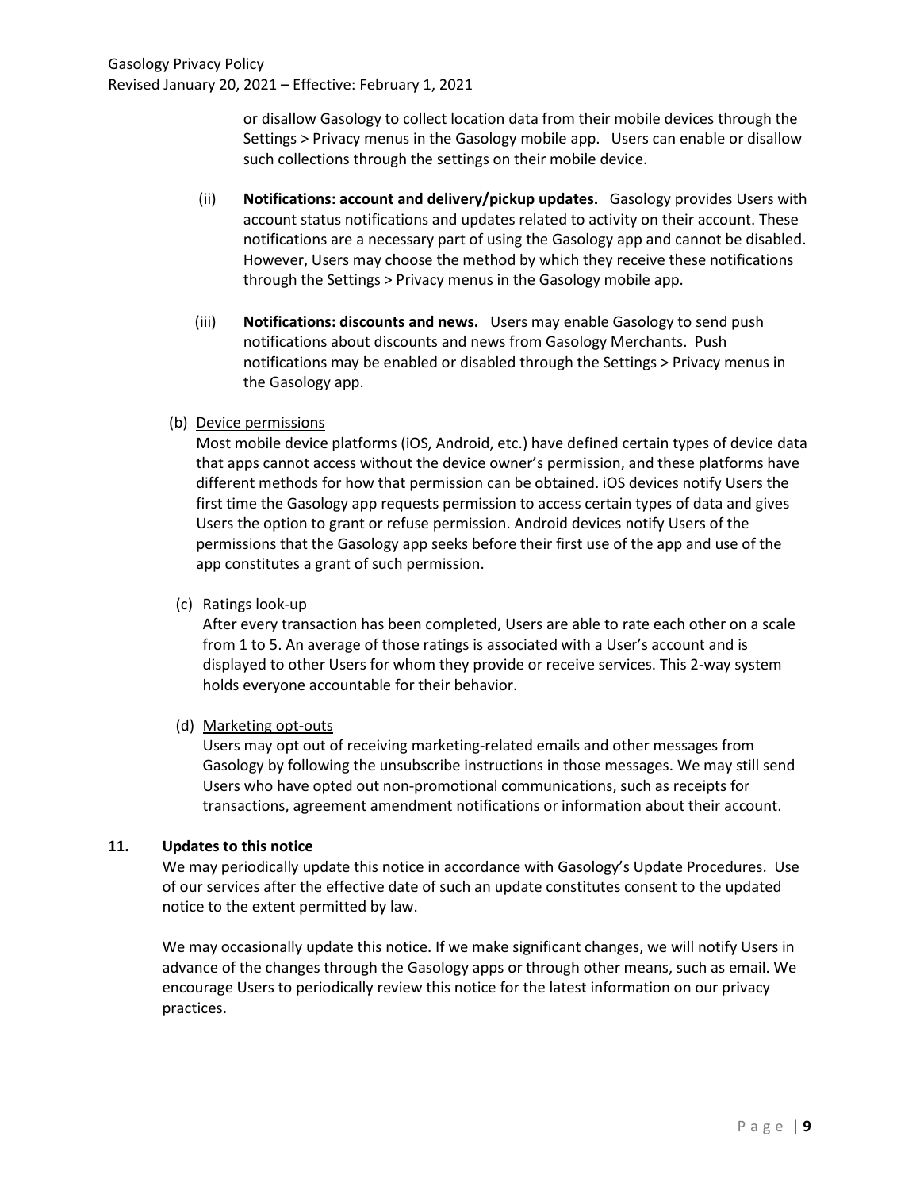or disallow Gasology to collect location data from their mobile devices through the Settings > Privacy menus in the Gasology mobile app. Users can enable or disallow such collections through the settings on their mobile device.

(ii) **Notifications: account and delivery/pickup updates.** Gasology provides Users with account status notifications and updates related to activity on their account. These notifications are a necessary part of using the Gasology app and cannot be disabled. However, Users may choose the method by which they receive these notifications through the Settings > Privacy menus in the Gasology mobile app.

(iii) **Notifications: discounts and news.** Users may enable Gasology to send push notifications about discounts and news from Gasology Merchants. Push notifications may be enabled or disabled through the Settings > Privacy menus in the Gasology app.

(b) Device permissions

Most mobile device platforms (iOS, Android, etc.) have defined certain types of device data that apps cannot access without the device owner's permission, and these platforms have different methods for how that permission can be obtained. iOS devices notify Users the first time the Gasology app requests permission to access certain types of data and gives Users the option to grant or refuse permission. Android devices notify Users of the permissions that the Gasology app seeks before their first use of the app and use of the app constitutes a grant of such permission.

(c) Ratings look-up

After every transaction has been completed, Users are able to rate each other on a scale from 1 to 5. An average of those ratings is associated with a User's account and is displayed to other Users for whom they provide or receive services. This 2-way system holds everyone accountable for their behavior.

(d) Marketing opt-outs

Users may opt out of receiving marketing-related emails and other messages from Gasology by following the unsubscribe instructions in those messages. We may still send Users who have opted out non-promotional communications, such as receipts for transactions, agreement amendment notifications or information about their account.

## 11. Updates to this notice

We may periodically update this notice in accordance with Gasology's Update Procedures. Use of our services after the effective date of such an update constitutes consent to the updated notice to the extent permitted by law.

We may occasionally update this notice. If we make significant changes, we will notify Users in advance of the changes through the Gasology apps or through other means, such as email. We encourage Users to periodically review this notice for the latest information on our privacy practices.